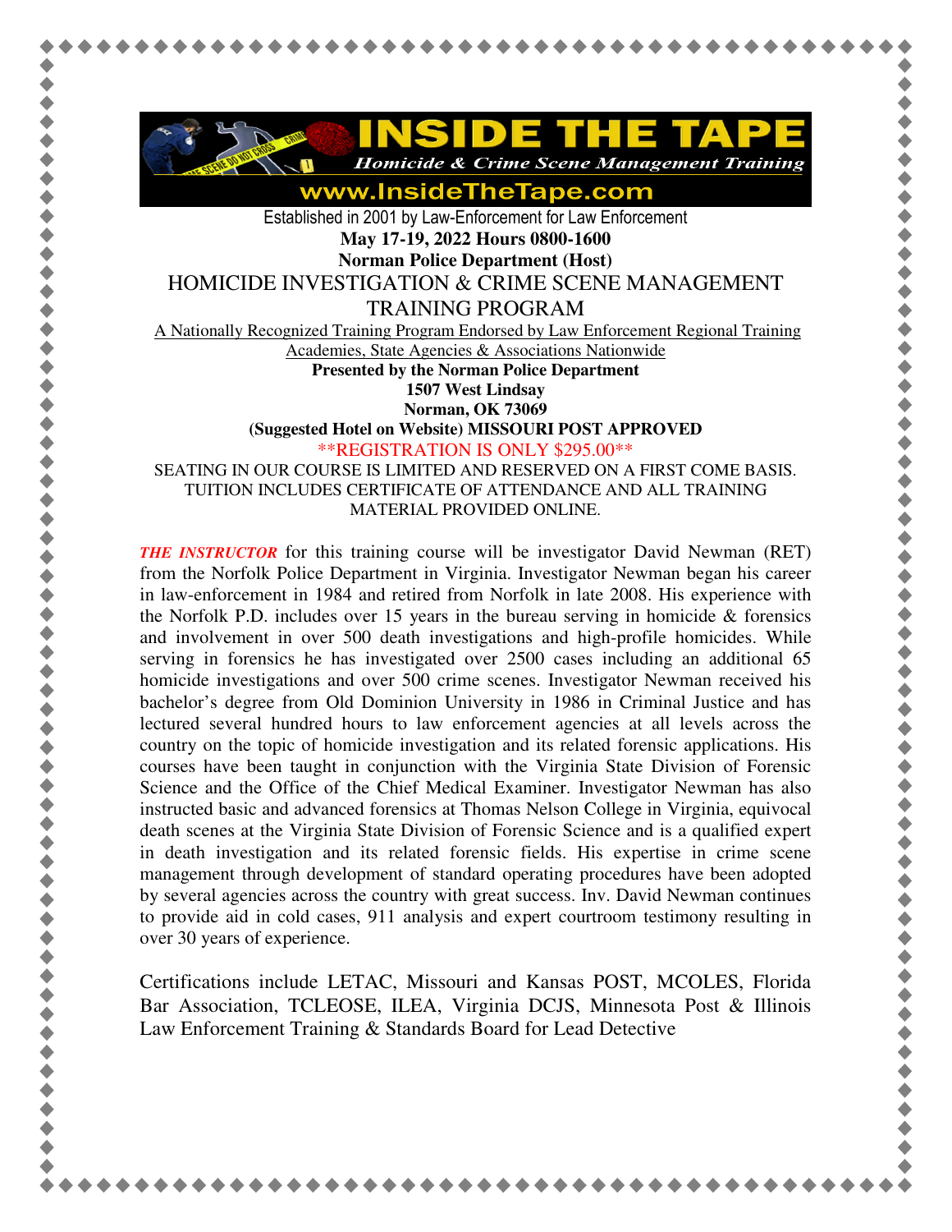# INSIDE THE TAPE

*Homicide & Crime Scene Management Training*

www.InsideTheTape.com

Established in 2001 by Law-Enforcement for Law Enforcement

**May 17-19, 2022 Hours 0800-1600**

**Norman Police Department (Host)**

## HOMICIDE INVESTIGATION & CRIME SCENE MANAGEMENT TRAINING PROGRAM

A Nationally Recognized Training Program Endorsed by Law Enforcement Regional Training Academies, State Agencies & Associations Nationwide

**Presented by the Norman Police Department**

**1507 West Lindsay**

**Norman, OK 73069**

**(Suggested Hotel on Website) MISSOURI POST APPROVED**

\*\*REGISTRATION IS ONLY $295.00\*\*

SEATING IN OUR COURSE IS LIMITED AND RESERVED ON A FIRST COME BASIS. TUITION INCLUDES CERTIFICATE OF ATTENDANCE AND ALL TRAINING MATERIAL PROVIDED ONLINE.

***THE INSTRUCTOR*** for this training course will be investigator David Newman (RET) from the Norfolk Police Department in Virginia. Investigator Newman began his career in law-enforcement in 1984 and retired from Norfolk in late 2008. His experience with the Norfolk P.D. includes over 15 years in the bureau serving in homicide & forensics and involvement in over 500 death investigations and high-profile homicides. While serving in forensics he has investigated over 2500 cases including an additional 65 homicide investigations and over 500 crime scenes. Investigator Newman received his bachelor's degree from Old Dominion University in 1986 in Criminal Justice and has lectured several hundred hours to law enforcement agencies at all levels across the country on the topic of homicide investigation and its related forensic applications. His courses have been taught in conjunction with the Virginia State Division of Forensic Science and the Office of the Chief Medical Examiner. Investigator Newman has also instructed basic and advanced forensics at Thomas Nelson College in Virginia, equivocal death scenes at the Virginia State Division of Forensic Science and is a qualified expert in death investigation and its related forensic fields. His expertise in crime scene management through development of standard operating procedures have been adopted by several agencies across the country with great success. Inv. David Newman continues to provide aid in cold cases, 911 analysis and expert courtroom testimony resulting in over 30 years of experience.

Certifications include LETAC, Missouri and Kansas POST, MCOLES, Florida Bar Association, TCLEOSE, ILEA, Virginia DCJS, Minnesota Post & Illinois Law Enforcement Training & Standards Board for Lead Detective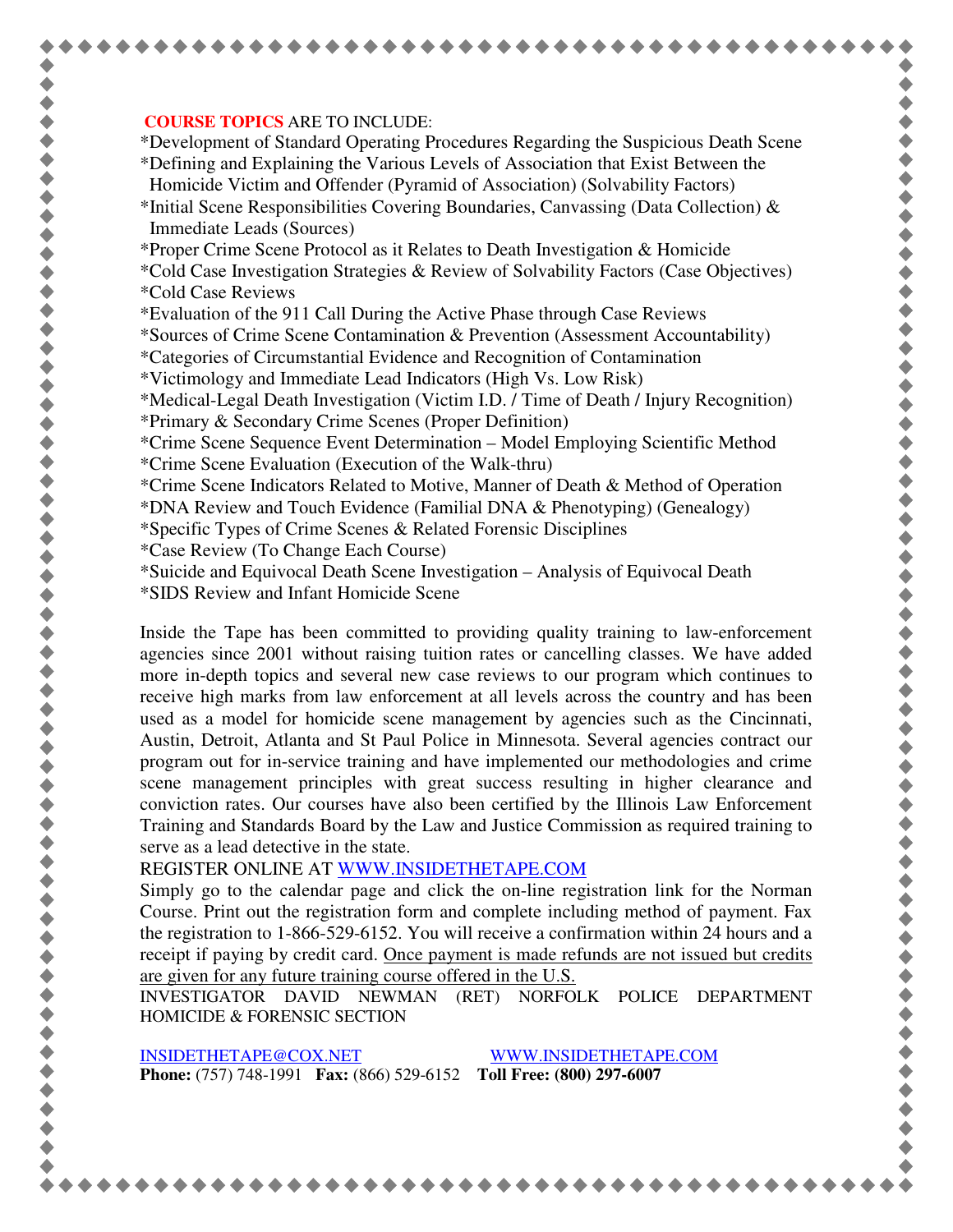**COURSE TOPICS** ARE TO INCLUDE:

*Development of Standard Operating Procedures Regarding the Suspicious Death Scene
*Defining and Explaining the Various Levels of Association that Exist Between the Homicide Victim and Offender (Pyramid of Association) (Solvability Factors)
*Initial Scene Responsibilities Covering Boundaries, Canvassing (Data Collection) & Immediate Leads (Sources)
*Proper Crime Scene Protocol as it Relates to Death Investigation & Homicide
*Cold Case Investigation Strategies & Review of Solvability Factors (Case Objectives)
*Cold Case Reviews
*Evaluation of the 911 Call During the Active Phase through Case Reviews
*Sources of Crime Scene Contamination & Prevention (Assessment Accountability)
*Categories of Circumstantial Evidence and Recognition of Contamination
*Victimology and Immediate Lead Indicators (High Vs. Low Risk)
*Medical-Legal Death Investigation (Victim I.D. / Time of Death / Injury Recognition)
*Primary & Secondary Crime Scenes (Proper Definition)
*Crime Scene Sequence Event Determination – Model Employing Scientific Method
*Crime Scene Evaluation (Execution of the Walk-thru)
*Crime Scene Indicators Related to Motive, Manner of Death & Method of Operation
*DNA Review and Touch Evidence (Familial DNA & Phenotyping) (Genealogy)
*Specific Types of Crime Scenes & Related Forensic Disciplines
*Case Review (To Change Each Course)
*Suicide and Equivocal Death Scene Investigation – Analysis of Equivocal Death
*SIDS Review and Infant Homicide Scene

Inside the Tape has been committed to providing quality training to law-enforcement agencies since 2001 without raising tuition rates or cancelling classes. We have added more in-depth topics and several new case reviews to our program which continues to receive high marks from law enforcement at all levels across the country and has been used as a model for homicide scene management by agencies such as the Cincinnati, Austin, Detroit, Atlanta and St Paul Police in Minnesota. Several agencies contract our program out for in-service training and have implemented our methodologies and crime scene management principles with great success resulting in higher clearance and conviction rates. Our courses have also been certified by the Illinois Law Enforcement Training and Standards Board by the Law and Justice Commission as required training to serve as a lead detective in the state.

REGISTER ONLINE AT WWW.INSIDETHETAPE.COM

Simply go to the calendar page and click the on-line registration link for the Norman Course. Print out the registration form and complete including method of payment. Fax the registration to 1-866-529-6152. You will receive a confirmation within 24 hours and a receipt if paying by credit card. <u>Once payment is made refunds are not issued but credits are given for any future training course offered in the U.S.</u>

INVESTIGATOR DAVID NEWMAN (RET) NORFOLK POLICE DEPARTMENT HOMICIDE & FORENSIC SECTION

INSIDETHETAPE@COX.NET WWW.INSIDETHETAPE.COM

**Phone:** (757) 748-1991 **Fax:** (866) 529-6152 **Toll Free: (800) 297-6007**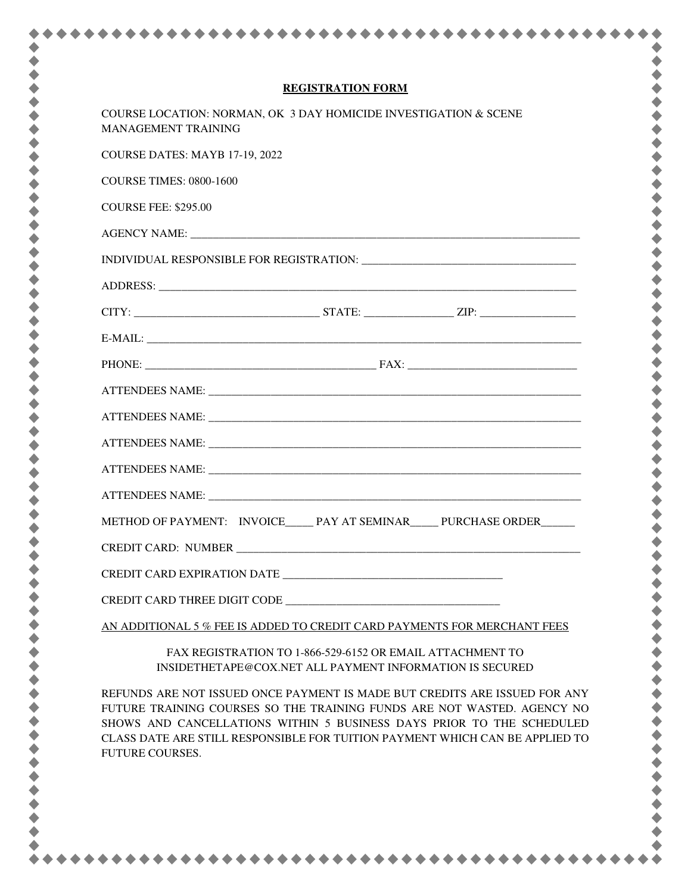**REGISTRATION FORM**

COURSE LOCATION: NORMAN, OK 3 DAY HOMICIDE INVESTIGATION & SCENE MANAGEMENT TRAINING

COURSE DATES: MAYB 17-19, 2022

COURSE TIMES: 0800-1600

COURSE FEE: $295.00

AGENCY NAME: ______________________________________________________________________

INDIVIDUAL RESPONSIBLE FOR REGISTRATION: _____________________________________

ADDRESS: __________________________________________________________________________

CITY: ________________________________ STATE: _______________ ZIP: ________________

E-MAIL: ____________________________________________________________________________

PHONE: ________________________________________ FAX: _____________________________

ATTENDEES NAME: ___________________________________________________________________

ATTENDEES NAME: ___________________________________________________________________

ATTENDEES NAME: ___________________________________________________________________

ATTENDEES NAME: ___________________________________________________________________

ATTENDEES NAME: ___________________________________________________________________

METHOD OF PAYMENT: INVOICE_____ PAY AT SEMINAR_____ PURCHASE ORDER______

CREDIT CARD: NUMBER ______________________________________________________________

CREDIT CARD EXPIRATION DATE _______________________________________

CREDIT CARD THREE DIGIT CODE ______________________________________

<u>AN ADDITIONAL 5 % FEE IS ADDED TO CREDIT CARD PAYMENTS FOR MERCHANT FEES</u>

FAX REGISTRATION TO 1-866-529-6152 OR EMAIL ATTACHMENT TO INSIDETHETAPE@COX.NET ALL PAYMENT INFORMATION IS SECURED

REFUNDS ARE NOT ISSUED ONCE PAYMENT IS MADE BUT CREDITS ARE ISSUED FOR ANY FUTURE TRAINING COURSES SO THE TRAINING FUNDS ARE NOT WASTED. AGENCY NO SHOWS AND CANCELLATIONS WITHIN 5 BUSINESS DAYS PRIOR TO THE SCHEDULED CLASS DATE ARE STILL RESPONSIBLE FOR TUITION PAYMENT WHICH CAN BE APPLIED TO FUTURE COURSES.